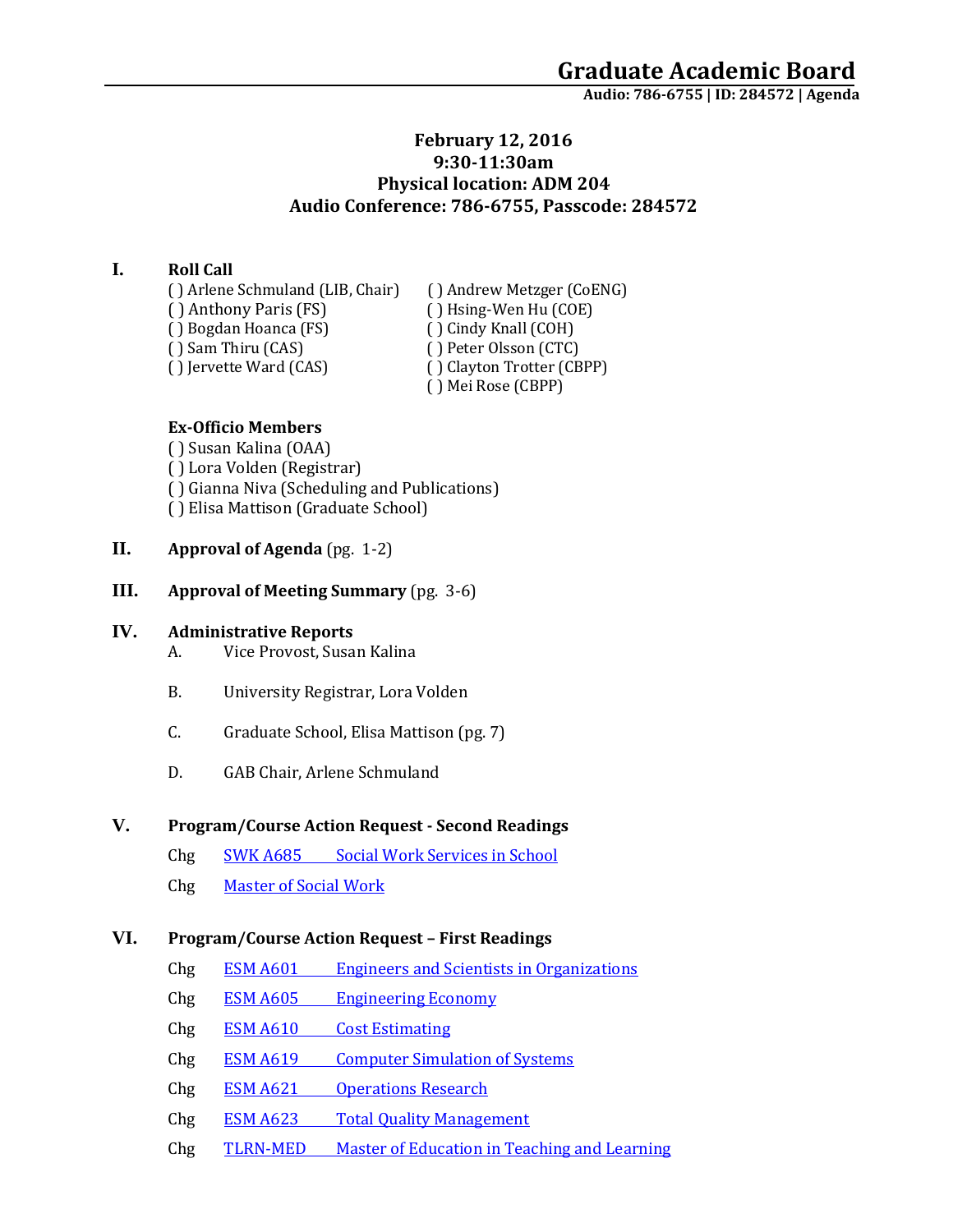# Graduate Academic Board

**Audio: 786-6755 | ID: 284572 | Agenda**

**February 12, 2016**
**9:30-11:30am**
**Physical location: ADM 204**
**Audio Conference: 786-6755, Passcode: 284572**

## I. Roll Call

( ) Arlene Schmuland (LIB, Chair)
( ) Anthony Paris (FS)
( ) Bogdan Hoanca (FS)
( ) Sam Thiru (CAS)
( ) Jervette Ward (CAS)
( ) Andrew Metzger (CoENG)
( ) Hsing-Wen Hu (COE)
( ) Cindy Knall (COH)
( ) Peter Olsson (CTC)
( ) Clayton Trotter (CBPP)
( ) Mei Rose (CBPP)

**Ex-Officio Members**

( ) Susan Kalina (OAA)
( ) Lora Volden (Registrar)
( ) Gianna Niva (Scheduling and Publications)
( ) Elisa Mattison (Graduate School)

## II. Approval of Agenda (pg. 1-2)

## III. Approval of Meeting Summary (pg. 3-6)

## IV. Administrative Reports

A. Vice Provost, Susan Kalina

B. University Registrar, Lora Volden

C. Graduate School, Elisa Mattison (pg. 7)

D. GAB Chair, Arlene Schmuland

## V. Program/Course Action Request - Second Readings

Chg SWK A685 Social Work Services in School

Chg Master of Social Work

## VI. Program/Course Action Request – First Readings

Chg ESM A601 Engineers and Scientists in Organizations

Chg ESM A605 Engineering Economy

Chg ESM A610 Cost Estimating

Chg ESM A619 Computer Simulation of Systems

Chg ESM A621 Operations Research

Chg ESM A623 Total Quality Management

Chg TLRN-MED Master of Education in Teaching and Learning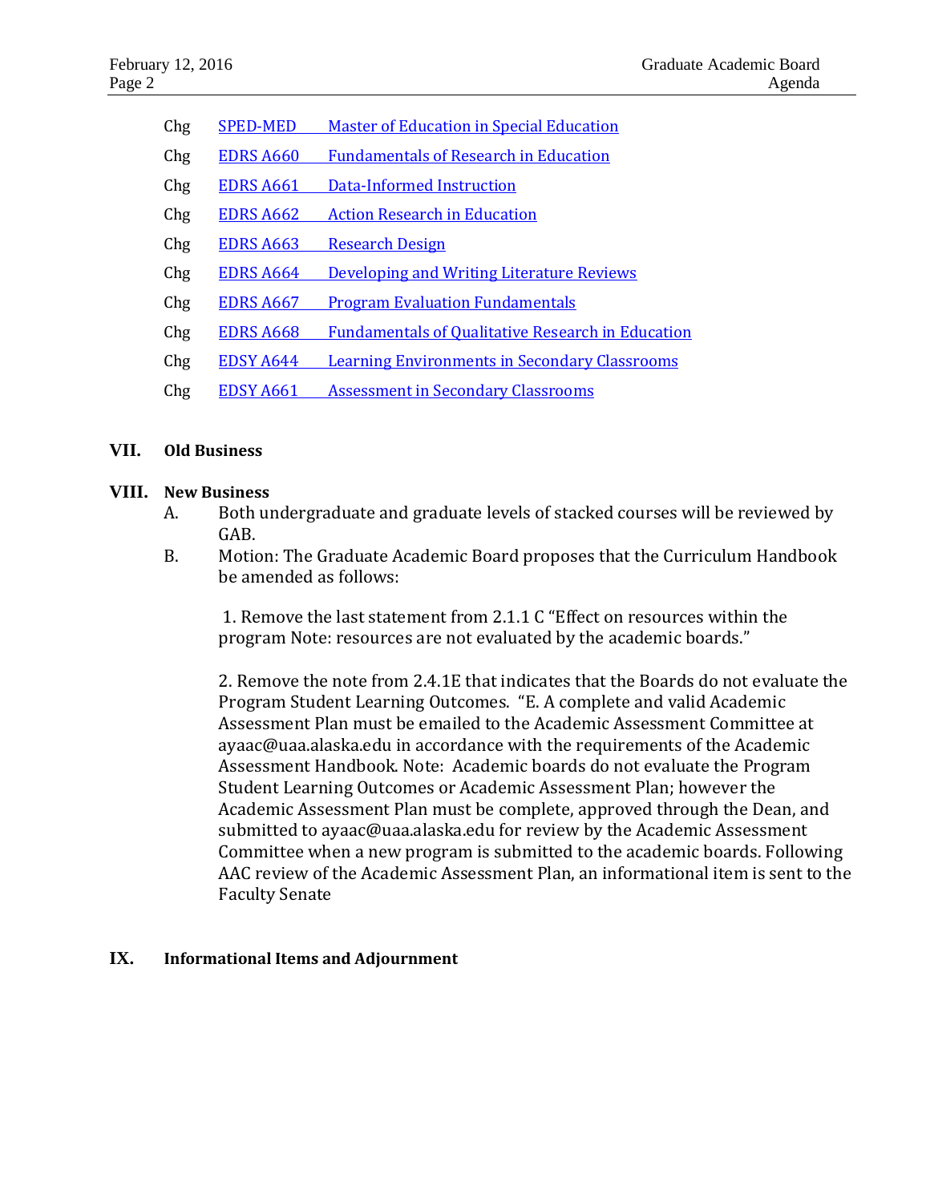| | | |
|---|---|---|
| Chg | SPED-MED | Master of Education in Special Education |
| Chg | EDRS A660 | Fundamentals of Research in Education |
| Chg | EDRS A661 | Data-Informed Instruction |
| Chg | EDRS A662 | Action Research in Education |
| Chg | EDRS A663 | Research Design |
| Chg | EDRS A664 | Developing and Writing Literature Reviews |
| Chg | EDRS A667 | Program Evaluation Fundamentals |
| Chg | EDRS A668 | Fundamentals of Qualitative Research in Education |
| Chg | EDSY A644 | Learning Environments in Secondary Classrooms |
| Chg | EDSY A661 | Assessment in Secondary Classrooms |

## VII. Old Business

## VIII. New Business

A. Both undergraduate and graduate levels of stacked courses will be reviewed by GAB.

B. Motion: The Graduate Academic Board proposes that the Curriculum Handbook be amended as follows:

 1. Remove the last statement from 2.1.1 C "Effect on resources within the program Note: resources are not evaluated by the academic boards."

 2. Remove the note from 2.4.1E that indicates that the Boards do not evaluate the Program Student Learning Outcomes. "E. A complete and valid Academic Assessment Plan must be emailed to the Academic Assessment Committee at ayaac@uaa.alaska.edu in accordance with the requirements of the Academic Assessment Handbook. Note: Academic boards do not evaluate the Program Student Learning Outcomes or Academic Assessment Plan; however the Academic Assessment Plan must be complete, approved through the Dean, and submitted to ayaac@uaa.alaska.edu for review by the Academic Assessment Committee when a new program is submitted to the academic boards. Following AAC review of the Academic Assessment Plan, an informational item is sent to the Faculty Senate

## IX. Informational Items and Adjournment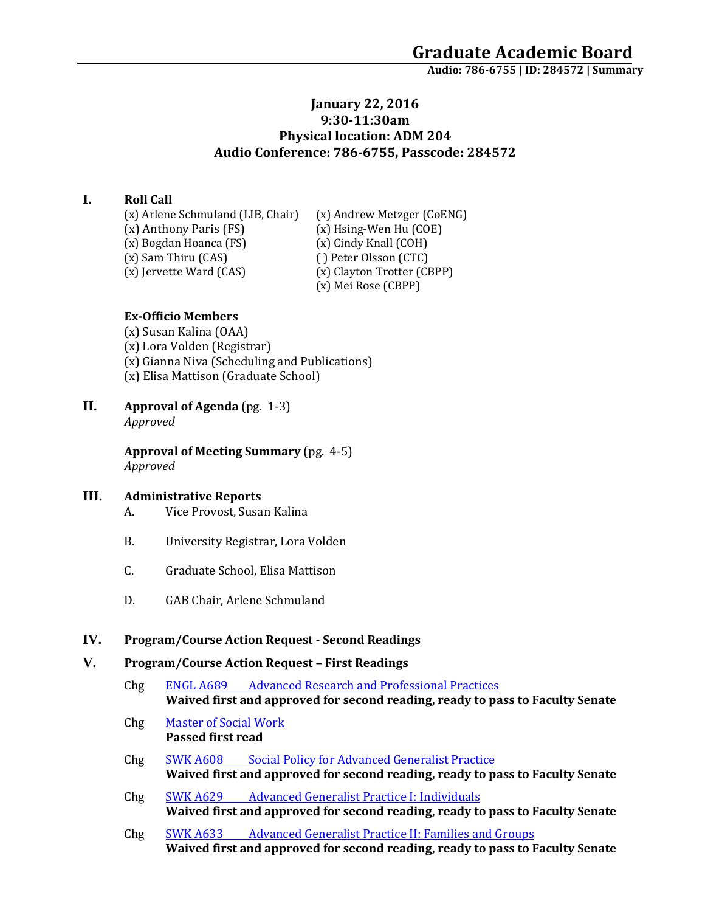# Graduate Academic Board

**Audio: 786-6755 | ID: 284572 | Summary**

**January 22, 2016**
**9:30-11:30am**
**Physical location: ADM 204**
**Audio Conference: 786-6755, Passcode: 284572**

## I. Roll Call

(x) Arlene Schmuland (LIB, Chair)
(x) Anthony Paris (FS)
(x) Bogdan Hoanca (FS)
(x) Sam Thiru (CAS)
(x) Jervette Ward (CAS)
(x) Andrew Metzger (CoENG)
(x) Hsing-Wen Hu (COE)
(x) Cindy Knall (COH)
( ) Peter Olsson (CTC)
(x) Clayton Trotter (CBPP)
(x) Mei Rose (CBPP)

**Ex-Officio Members**

(x) Susan Kalina (OAA)
(x) Lora Volden (Registrar)
(x) Gianna Niva (Scheduling and Publications)
(x) Elisa Mattison (Graduate School)

## II. Approval of Agenda (pg. 1-3)

*Approved*

**Approval of Meeting Summary** (pg. 4-5)
*Approved*

## III. Administrative Reports

A. Vice Provost, Susan Kalina

B. University Registrar, Lora Volden

C. Graduate School, Elisa Mattison

D. GAB Chair, Arlene Schmuland

## IV. Program/Course Action Request - Second Readings

## V. Program/Course Action Request – First Readings

Chg ENGL A689 Advanced Research and Professional Practices
**Waived first and approved for second reading, ready to pass to Faculty Senate**

Chg Master of Social Work
**Passed first read**

Chg SWK A608 Social Policy for Advanced Generalist Practice
**Waived first and approved for second reading, ready to pass to Faculty Senate**

Chg SWK A629 Advanced Generalist Practice I: Individuals
**Waived first and approved for second reading, ready to pass to Faculty Senate**

Chg SWK A633 Advanced Generalist Practice II: Families and Groups
**Waived first and approved for second reading, ready to pass to Faculty Senate**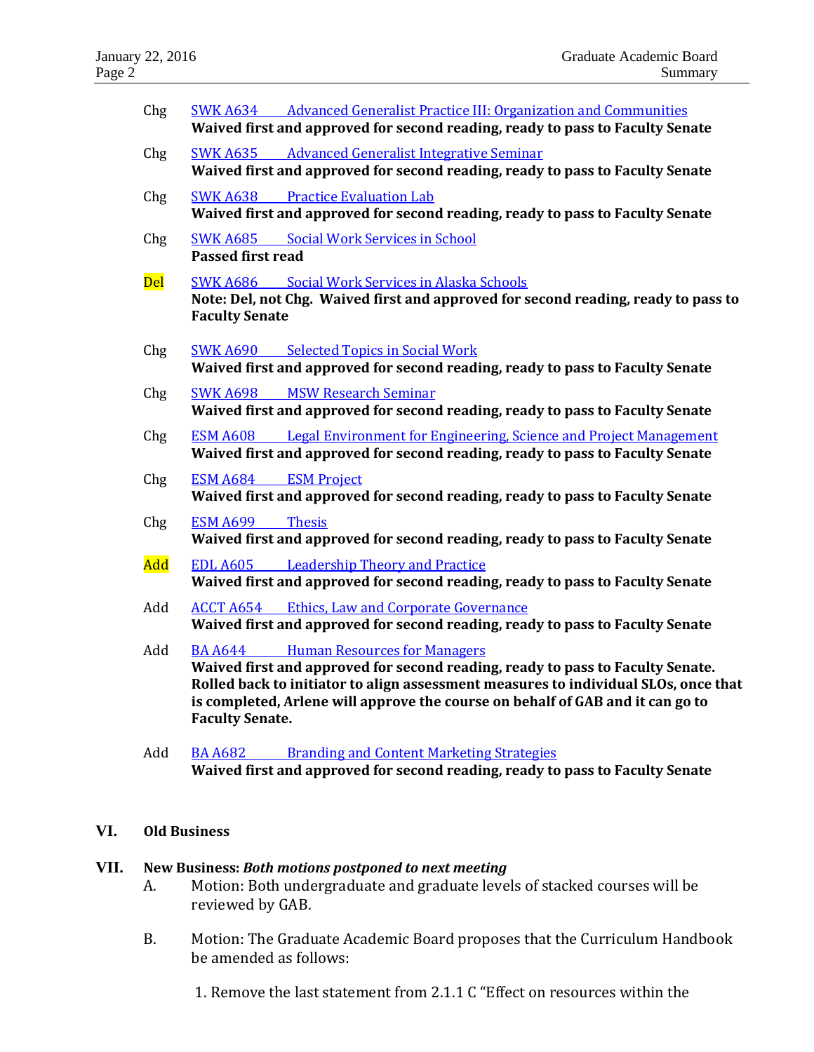Chg SWK A634 Advanced Generalist Practice III: Organization and Communities
**Waived first and approved for second reading, ready to pass to Faculty Senate**

Chg SWK A635 Advanced Generalist Integrative Seminar
**Waived first and approved for second reading, ready to pass to Faculty Senate**

Chg SWK A638 Practice Evaluation Lab
**Waived first and approved for second reading, ready to pass to Faculty Senate**

Chg SWK A685 Social Work Services in School
**Passed first read**

Del SWK A686 Social Work Services in Alaska Schools
**Note: Del, not Chg. Waived first and approved for second reading, ready to pass to Faculty Senate**

Chg SWK A690 Selected Topics in Social Work
**Waived first and approved for second reading, ready to pass to Faculty Senate**

Chg SWK A698 MSW Research Seminar
**Waived first and approved for second reading, ready to pass to Faculty Senate**

Chg ESM A608 Legal Environment for Engineering, Science and Project Management
**Waived first and approved for second reading, ready to pass to Faculty Senate**

Chg ESM A684 ESM Project
**Waived first and approved for second reading, ready to pass to Faculty Senate**

Chg ESM A699 Thesis
**Waived first and approved for second reading, ready to pass to Faculty Senate**

Add EDL A605 Leadership Theory and Practice
**Waived first and approved for second reading, ready to pass to Faculty Senate**

Add ACCT A654 Ethics, Law and Corporate Governance
**Waived first and approved for second reading, ready to pass to Faculty Senate**

Add BA A644 Human Resources for Managers
**Waived first and approved for second reading, ready to pass to Faculty Senate. Rolled back to initiator to align assessment measures to individual SLOs, once that is completed, Arlene will approve the course on behalf of GAB and it can go to Faculty Senate.**

Add BA A682 Branding and Content Marketing Strategies
**Waived first and approved for second reading, ready to pass to Faculty Senate**

## VI. Old Business

## VII. New Business: *Both motions postponed to next meeting*

A. Motion: Both undergraduate and graduate levels of stacked courses will be reviewed by GAB.

B. Motion: The Graduate Academic Board proposes that the Curriculum Handbook be amended as follows:

1. Remove the last statement from 2.1.1 C "Effect on resources within the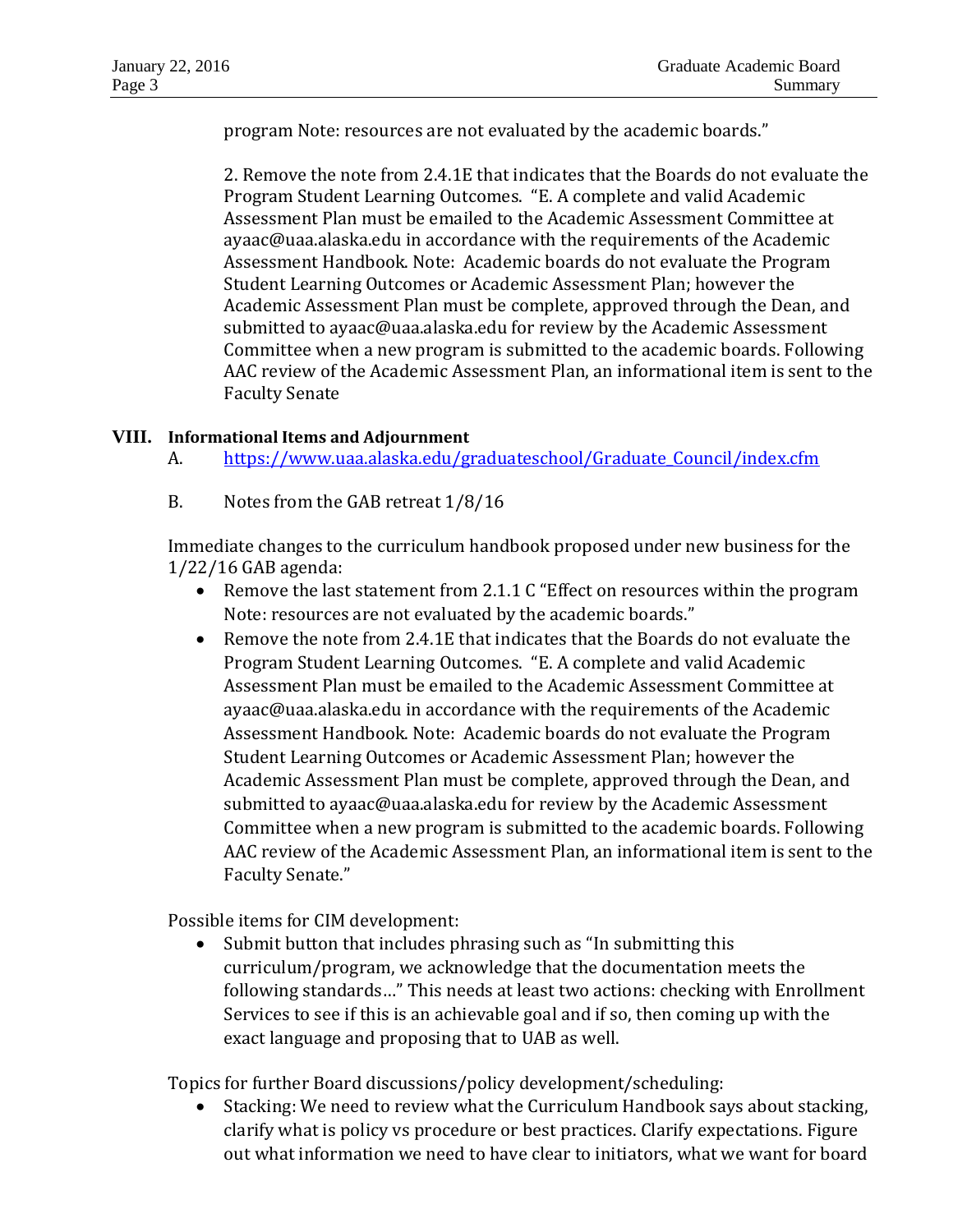program Note: resources are not evaluated by the academic boards."

2. Remove the note from 2.4.1E that indicates that the Boards do not evaluate the Program Student Learning Outcomes. "E. A complete and valid Academic Assessment Plan must be emailed to the Academic Assessment Committee at ayaac@uaa.alaska.edu in accordance with the requirements of the Academic Assessment Handbook. Note: Academic boards do not evaluate the Program Student Learning Outcomes or Academic Assessment Plan; however the Academic Assessment Plan must be complete, approved through the Dean, and submitted to ayaac@uaa.alaska.edu for review by the Academic Assessment Committee when a new program is submitted to the academic boards. Following AAC review of the Academic Assessment Plan, an informational item is sent to the Faculty Senate

## VIII. Informational Items and Adjournment

A. https://www.uaa.alaska.edu/graduateschool/Graduate_Council/index.cfm

B. Notes from the GAB retreat 1/8/16

Immediate changes to the curriculum handbook proposed under new business for the 1/22/16 GAB agenda:

- Remove the last statement from 2.1.1 C "Effect on resources within the program Note: resources are not evaluated by the academic boards."
- Remove the note from 2.4.1E that indicates that the Boards do not evaluate the Program Student Learning Outcomes. "E. A complete and valid Academic Assessment Plan must be emailed to the Academic Assessment Committee at ayaac@uaa.alaska.edu in accordance with the requirements of the Academic Assessment Handbook. Note: Academic boards do not evaluate the Program Student Learning Outcomes or Academic Assessment Plan; however the Academic Assessment Plan must be complete, approved through the Dean, and submitted to ayaac@uaa.alaska.edu for review by the Academic Assessment Committee when a new program is submitted to the academic boards. Following AAC review of the Academic Assessment Plan, an informational item is sent to the Faculty Senate."

Possible items for CIM development:

- Submit button that includes phrasing such as "In submitting this curriculum/program, we acknowledge that the documentation meets the following standards…" This needs at least two actions: checking with Enrollment Services to see if this is an achievable goal and if so, then coming up with the exact language and proposing that to UAB as well.

Topics for further Board discussions/policy development/scheduling:

- Stacking: We need to review what the Curriculum Handbook says about stacking, clarify what is policy vs procedure or best practices. Clarify expectations. Figure out what information we need to have clear to initiators, what we want for board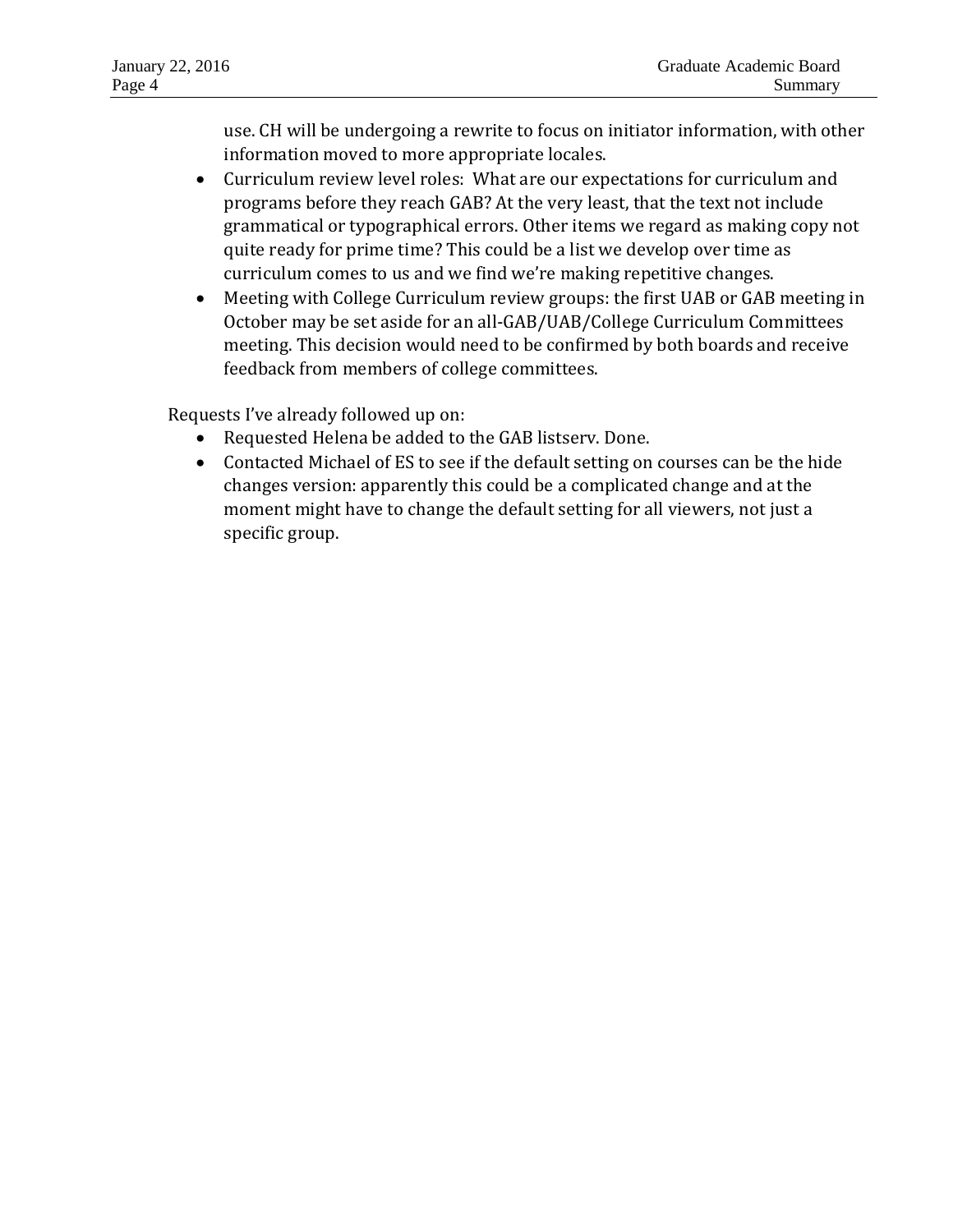use. CH will be undergoing a rewrite to focus on initiator information, with other information moved to more appropriate locales.

- Curriculum review level roles: What are our expectations for curriculum and programs before they reach GAB? At the very least, that the text not include grammatical or typographical errors. Other items we regard as making copy not quite ready for prime time? This could be a list we develop over time as curriculum comes to us and we find we're making repetitive changes.
- Meeting with College Curriculum review groups: the first UAB or GAB meeting in October may be set aside for an all-GAB/UAB/College Curriculum Committees meeting. This decision would need to be confirmed by both boards and receive feedback from members of college committees.

Requests I've already followed up on:

- Requested Helena be added to the GAB listserv. Done.
- Contacted Michael of ES to see if the default setting on courses can be the hide changes version: apparently this could be a complicated change and at the moment might have to change the default setting for all viewers, not just a specific group.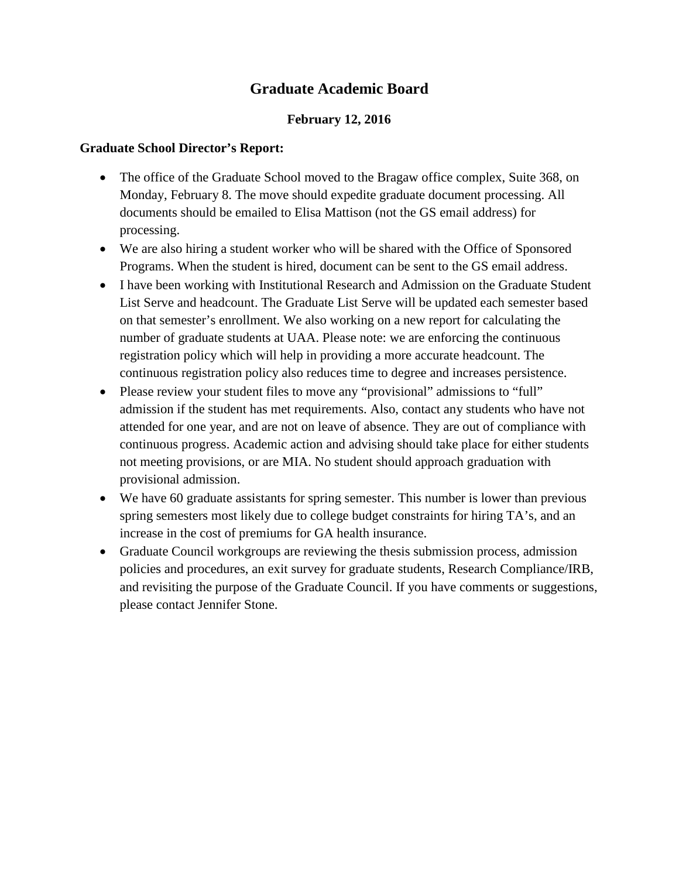# Graduate Academic Board

**February 12, 2016**

**Graduate School Director's Report:**

- The office of the Graduate School moved to the Bragaw office complex, Suite 368, on Monday, February 8. The move should expedite graduate document processing. All documents should be emailed to Elisa Mattison (not the GS email address) for processing.
- We are also hiring a student worker who will be shared with the Office of Sponsored Programs. When the student is hired, document can be sent to the GS email address.
- I have been working with Institutional Research and Admission on the Graduate Student List Serve and headcount. The Graduate List Serve will be updated each semester based on that semester's enrollment. We also working on a new report for calculating the number of graduate students at UAA. Please note: we are enforcing the continuous registration policy which will help in providing a more accurate headcount. The continuous registration policy also reduces time to degree and increases persistence.
- Please review your student files to move any "provisional" admissions to "full" admission if the student has met requirements. Also, contact any students who have not attended for one year, and are not on leave of absence. They are out of compliance with continuous progress. Academic action and advising should take place for either students not meeting provisions, or are MIA. No student should approach graduation with provisional admission.
- We have 60 graduate assistants for spring semester. This number is lower than previous spring semesters most likely due to college budget constraints for hiring TA's, and an increase in the cost of premiums for GA health insurance.
- Graduate Council workgroups are reviewing the thesis submission process, admission policies and procedures, an exit survey for graduate students, Research Compliance/IRB, and revisiting the purpose of the Graduate Council. If you have comments or suggestions, please contact Jennifer Stone.